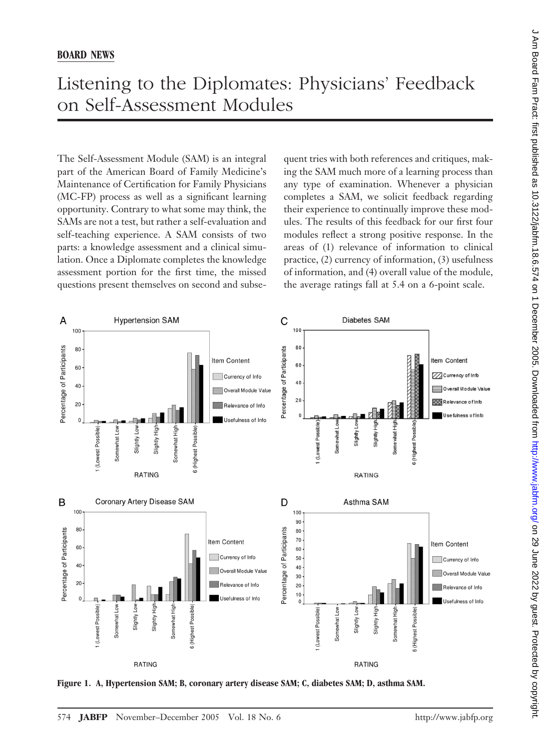## BOARD NEWS

# Listening to the Diplomates: Physicians' Feedback on Self-Assessment Modules

The Self-Assessment Module (SAM) is an integral part of the American Board of Family Medicine's Maintenance of Certification for Family Physicians (MC-FP) process as well as a significant learning opportunity. Contrary to what some may think, the SAMs are not a test, but rather a self-evaluation and self-teaching experience. A SAM consists of two parts: a knowledge assessment and a clinical simulation. Once a Diplomate completes the knowledge assessment portion for the first time, the missed questions present themselves on second and subsequent tries with both references and critiques, making the SAM much more of a learning process than any type of examination. Whenever a physician completes a SAM, we solicit feedback regarding their experience to continually improve these modules. The results of this feedback for our first four modules reflect a strong positive response. In the areas of (1) relevance of information to clinical practice, (2) currency of information, (3) usefulness of information, and (4) overall value of the module, the average ratings fall at 5.4 on a 6-point scale.

**Figure 1. A, Hypertension SAM; B, coronary artery disease SAM; C, diabetes SAM; D, asthma SAM.**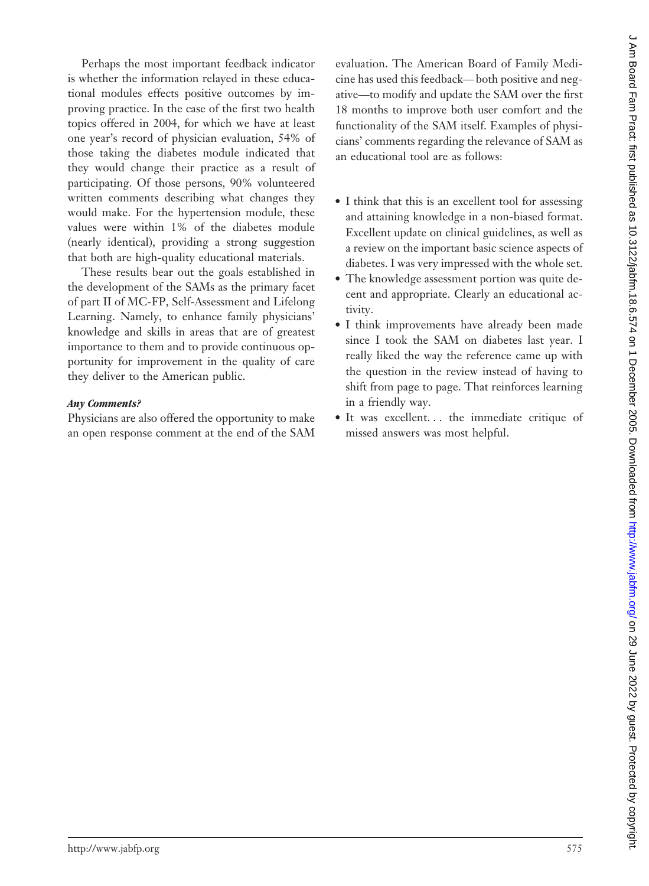Perhaps the most important feedback indicator is whether the information relayed in these educational modules effects positive outcomes by improving practice. In the case of the first two health topics offered in 2004, for which we have at least one year's record of physician evaluation, 54% of those taking the diabetes module indicated that they would change their practice as a result of participating. Of those persons, 90% volunteered written comments describing what changes they would make. For the hypertension module, these values were within 1% of the diabetes module (nearly identical), providing a strong suggestion that both are high-quality educational materials.

These results bear out the goals established in the development of the SAMs as the primary facet of part II of MC-FP, Self-Assessment and Lifelong Learning. Namely, to enhance family physicians' knowledge and skills in areas that are of greatest importance to them and to provide continuous opportunity for improvement in the quality of care they deliver to the American public.

### *Any Comments?*

Physicians are also offered the opportunity to make an open response comment at the end of the SAM evaluation. The American Board of Family Medicine has used this feedback—both positive and negative—to modify and update the SAM over the first 18 months to improve both user comfort and the functionality of the SAM itself. Examples of physicians' comments regarding the relevance of SAM as an educational tool are as follows:

- I think that this is an excellent tool for assessing and attaining knowledge in a non-biased format. Excellent update on clinical guidelines, as well as a review on the important basic science aspects of diabetes. I was very impressed with the whole set.
- The knowledge assessment portion was quite decent and appropriate. Clearly an educational activity.
- I think improvements have already been made since I took the SAM on diabetes last year. I really liked the way the reference came up with the question in the review instead of having to shift from page to page. That reinforces learning in a friendly way.
- It was excellent. . . the immediate critique of missed answers was most helpful.